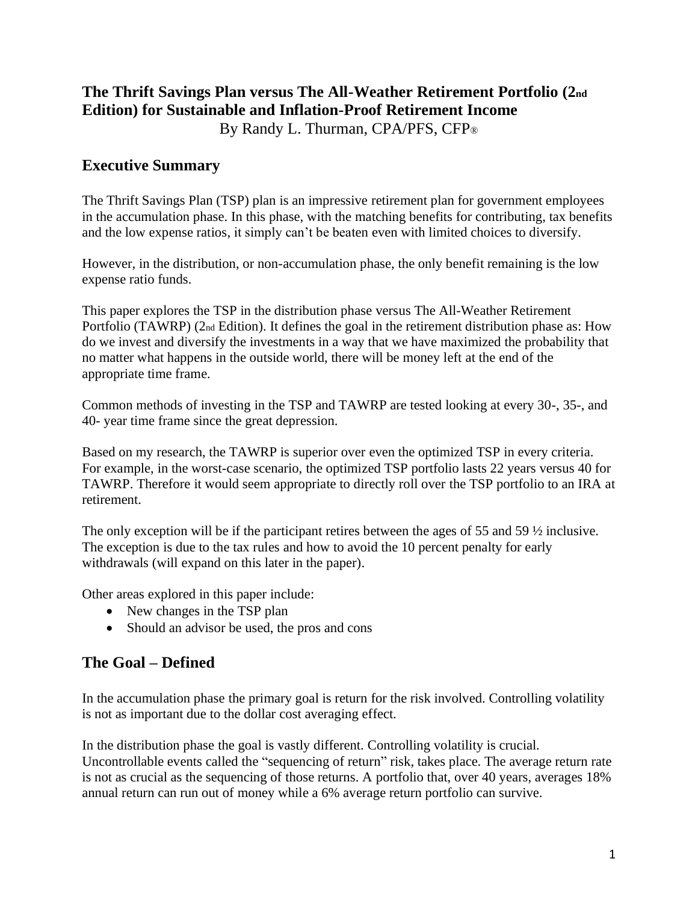# The Thrift Savings Plan versus The All-Weather Retirement Portfolio (2nd Edition) for Sustainable and Inflation-Proof Retirement Income

By Randy L. Thurman, CPA/PFS, CFP®

## Executive Summary

The Thrift Savings Plan (TSP) plan is an impressive retirement plan for government employees in the accumulation phase. In this phase, with the matching benefits for contributing, tax benefits and the low expense ratios, it simply can't be beaten even with limited choices to diversify.

However, in the distribution, or non-accumulation phase, the only benefit remaining is the low expense ratio funds.

This paper explores the TSP in the distribution phase versus The All-Weather Retirement Portfolio (TAWRP) (2nd Edition). It defines the goal in the retirement distribution phase as: How do we invest and diversify the investments in a way that we have maximized the probability that no matter what happens in the outside world, there will be money left at the end of the appropriate time frame.

Common methods of investing in the TSP and TAWRP are tested looking at every 30-, 35-, and 40- year time frame since the great depression.

Based on my research, the TAWRP is superior over even the optimized TSP in every criteria. For example, in the worst-case scenario, the optimized TSP portfolio lasts 22 years versus 40 for TAWRP. Therefore it would seem appropriate to directly roll over the TSP portfolio to an IRA at retirement.

The only exception will be if the participant retires between the ages of 55 and 59 ½ inclusive. The exception is due to the tax rules and how to avoid the 10 percent penalty for early withdrawals (will expand on this later in the paper).

Other areas explored in this paper include:

- New changes in the TSP plan
- Should an advisor be used, the pros and cons

## The Goal – Defined

In the accumulation phase the primary goal is return for the risk involved. Controlling volatility is not as important due to the dollar cost averaging effect.

In the distribution phase the goal is vastly different. Controlling volatility is crucial. Uncontrollable events called the "sequencing of return" risk, takes place. The average return rate is not as crucial as the sequencing of those returns. A portfolio that, over 40 years, averages 18% annual return can run out of money while a 6% average return portfolio can survive.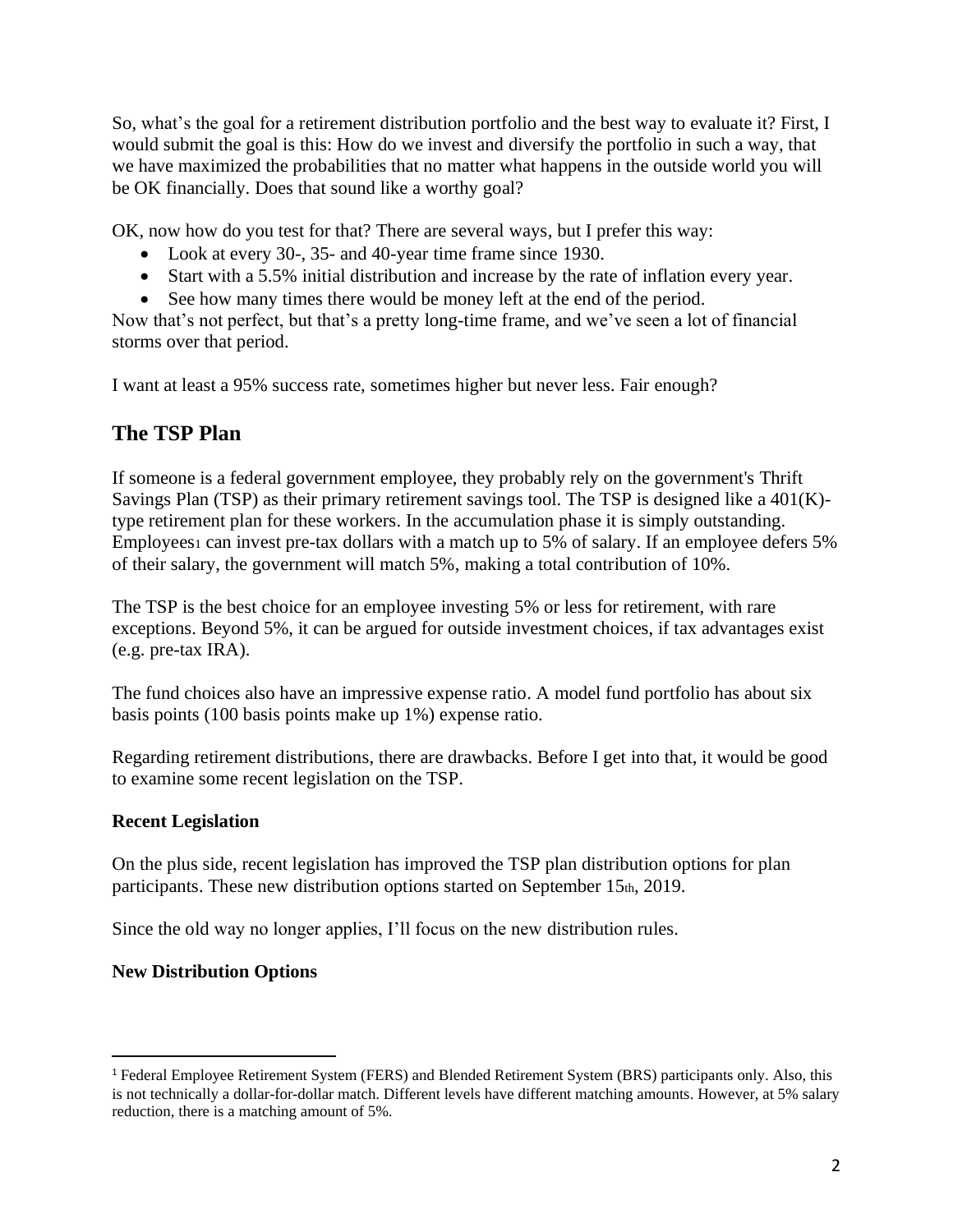So, what's the goal for a retirement distribution portfolio and the best way to evaluate it? First, I would submit the goal is this: How do we invest and diversify the portfolio in such a way, that we have maximized the probabilities that no matter what happens in the outside world you will be OK financially. Does that sound like a worthy goal?

OK, now how do you test for that? There are several ways, but I prefer this way:

- Look at every 30-, 35- and 40-year time frame since 1930.
- Start with a 5.5% initial distribution and increase by the rate of inflation every year.
- See how many times there would be money left at the end of the period.

Now that's not perfect, but that's a pretty long-time frame, and we've seen a lot of financial storms over that period.

I want at least a 95% success rate, sometimes higher but never less. Fair enough?

## The TSP Plan

If someone is a federal government employee, they probably rely on the government's Thrift Savings Plan (TSP) as their primary retirement savings tool. The TSP is designed like a 401(K)-type retirement plan for these workers. In the accumulation phase it is simply outstanding. Employees[1] can invest pre-tax dollars with a match up to 5% of salary. If an employee defers 5% of their salary, the government will match 5%, making a total contribution of 10%.

The TSP is the best choice for an employee investing 5% or less for retirement, with rare exceptions. Beyond 5%, it can be argued for outside investment choices, if tax advantages exist (e.g. pre-tax IRA).

The fund choices also have an impressive expense ratio. A model fund portfolio has about six basis points (100 basis points make up 1%) expense ratio.

Regarding retirement distributions, there are drawbacks. Before I get into that, it would be good to examine some recent legislation on the TSP.

### Recent Legislation

On the plus side, recent legislation has improved the TSP plan distribution options for plan participants. These new distribution options started on September 15th, 2019.

Since the old way no longer applies, I'll focus on the new distribution rules.

### New Distribution Options

[1] Federal Employee Retirement System (FERS) and Blended Retirement System (BRS) participants only. Also, this is not technically a dollar-for-dollar match. Different levels have different matching amounts. However, at 5% salary reduction, there is a matching amount of 5%.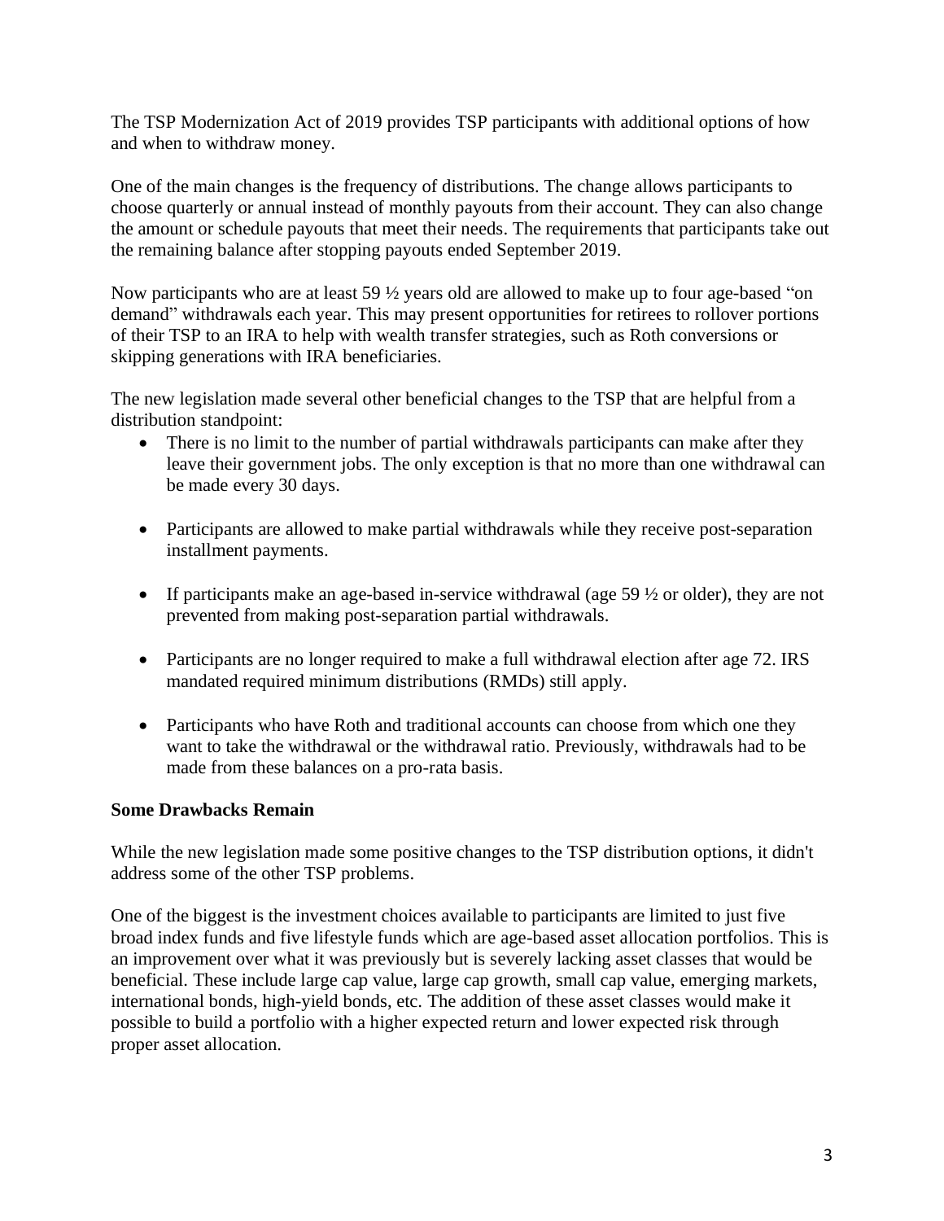The TSP Modernization Act of 2019 provides TSP participants with additional options of how and when to withdraw money.

One of the main changes is the frequency of distributions. The change allows participants to choose quarterly or annual instead of monthly payouts from their account. They can also change the amount or schedule payouts that meet their needs. The requirements that participants take out the remaining balance after stopping payouts ended September 2019.

Now participants who are at least 59 ½ years old are allowed to make up to four age-based "on demand" withdrawals each year. This may present opportunities for retirees to rollover portions of their TSP to an IRA to help with wealth transfer strategies, such as Roth conversions or skipping generations with IRA beneficiaries.

The new legislation made several other beneficial changes to the TSP that are helpful from a distribution standpoint:

- There is no limit to the number of partial withdrawals participants can make after they leave their government jobs. The only exception is that no more than one withdrawal can be made every 30 days.
- Participants are allowed to make partial withdrawals while they receive post-separation installment payments.
- If participants make an age-based in-service withdrawal (age 59 ½ or older), they are not prevented from making post-separation partial withdrawals.
- Participants are no longer required to make a full withdrawal election after age 72. IRS mandated required minimum distributions (RMDs) still apply.
- Participants who have Roth and traditional accounts can choose from which one they want to take the withdrawal or the withdrawal ratio. Previously, withdrawals had to be made from these balances on a pro-rata basis.

**Some Drawbacks Remain**

While the new legislation made some positive changes to the TSP distribution options, it didn't address some of the other TSP problems.

One of the biggest is the investment choices available to participants are limited to just five broad index funds and five lifestyle funds which are age-based asset allocation portfolios. This is an improvement over what it was previously but is severely lacking asset classes that would be beneficial. These include large cap value, large cap growth, small cap value, emerging markets, international bonds, high-yield bonds, etc. The addition of these asset classes would make it possible to build a portfolio with a higher expected return and lower expected risk through proper asset allocation.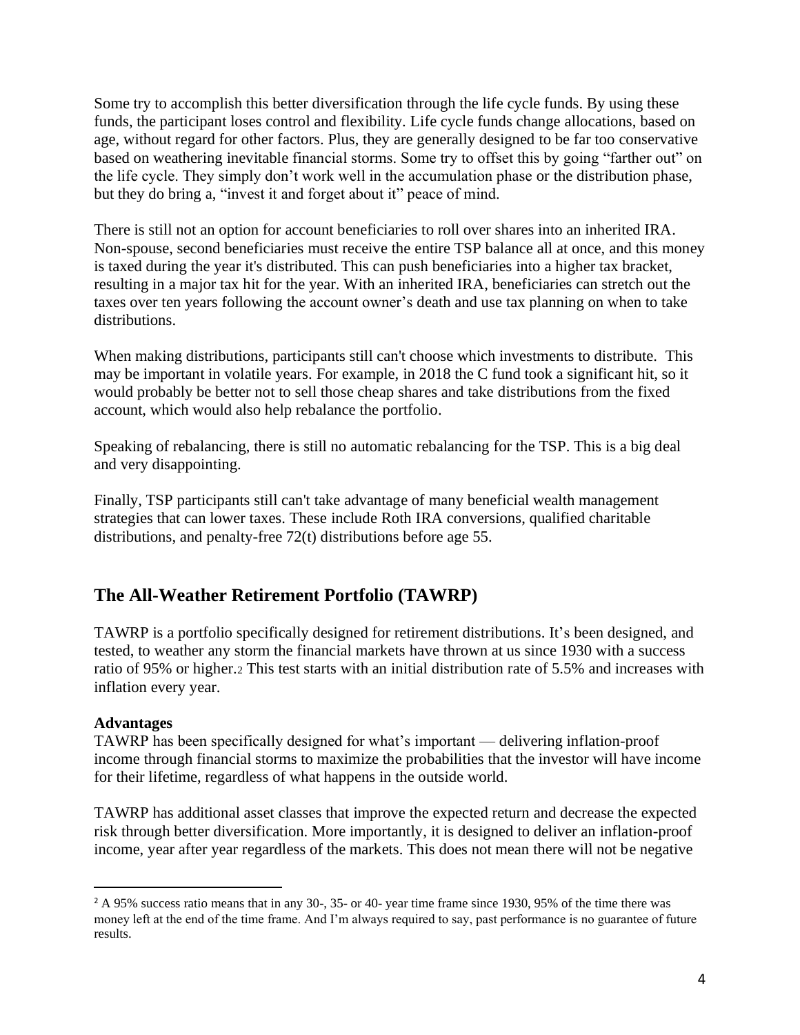Some try to accomplish this better diversification through the life cycle funds. By using these funds, the participant loses control and flexibility. Life cycle funds change allocations, based on age, without regard for other factors. Plus, they are generally designed to be far too conservative based on weathering inevitable financial storms. Some try to offset this by going "farther out" on the life cycle. They simply don't work well in the accumulation phase or the distribution phase, but they do bring a, "invest it and forget about it" peace of mind.

There is still not an option for account beneficiaries to roll over shares into an inherited IRA. Non-spouse, second beneficiaries must receive the entire TSP balance all at once, and this money is taxed during the year it's distributed. This can push beneficiaries into a higher tax bracket, resulting in a major tax hit for the year. With an inherited IRA, beneficiaries can stretch out the taxes over ten years following the account owner's death and use tax planning on when to take distributions.

When making distributions, participants still can't choose which investments to distribute. This may be important in volatile years. For example, in 2018 the C fund took a significant hit, so it would probably be better not to sell those cheap shares and take distributions from the fixed account, which would also help rebalance the portfolio.

Speaking of rebalancing, there is still no automatic rebalancing for the TSP. This is a big deal and very disappointing.

Finally, TSP participants still can't take advantage of many beneficial wealth management strategies that can lower taxes. These include Roth IRA conversions, qualified charitable distributions, and penalty-free 72(t) distributions before age 55.

## The All-Weather Retirement Portfolio (TAWRP)

TAWRP is a portfolio specifically designed for retirement distributions. It's been designed, and tested, to weather any storm the financial markets have thrown at us since 1930 with a success ratio of 95% or higher.[2] This test starts with an initial distribution rate of 5.5% and increases with inflation every year.

**Advantages**

TAWRP has been specifically designed for what's important — delivering inflation-proof income through financial storms to maximize the probabilities that the investor will have income for their lifetime, regardless of what happens in the outside world.

TAWRP has additional asset classes that improve the expected return and decrease the expected risk through better diversification. More importantly, it is designed to deliver an inflation-proof income, year after year regardless of the markets. This does not mean there will not be negative

---

[2] A 95% success ratio means that in any 30-, 35- or 40- year time frame since 1930, 95% of the time there was money left at the end of the time frame. And I'm always required to say, past performance is no guarantee of future results.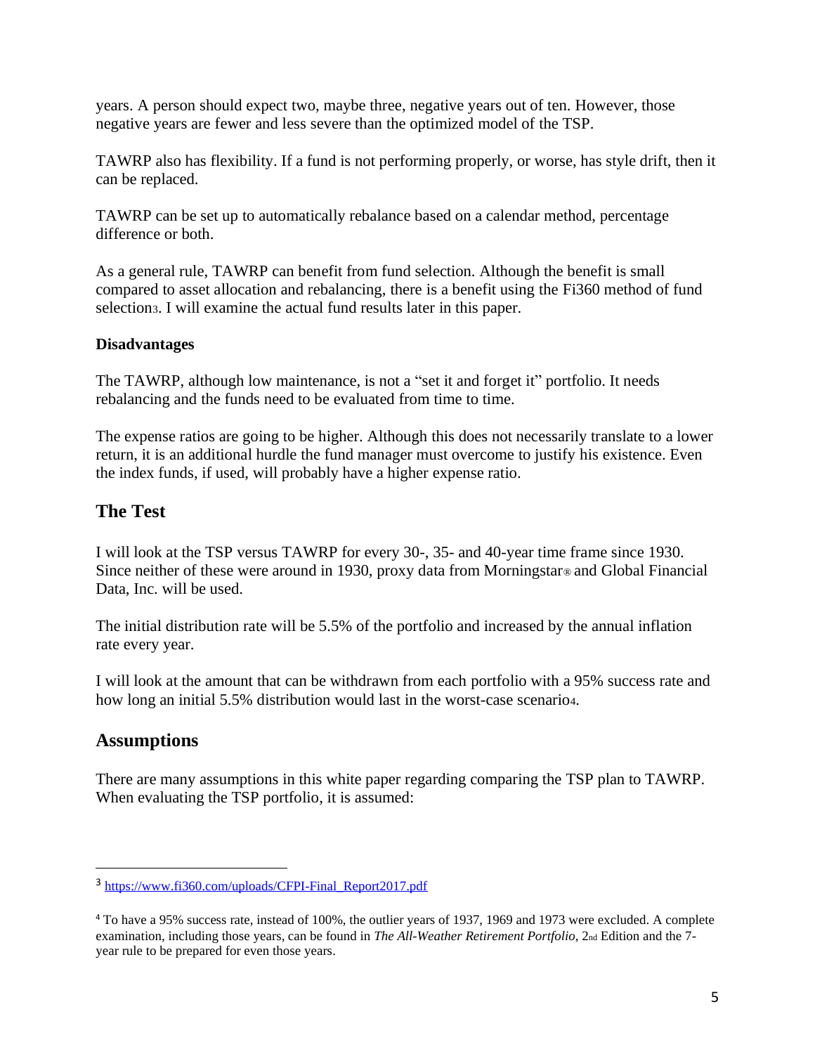years. A person should expect two, maybe three, negative years out of ten. However, those negative years are fewer and less severe than the optimized model of the TSP.

TAWRP also has flexibility. If a fund is not performing properly, or worse, has style drift, then it can be replaced.

TAWRP can be set up to automatically rebalance based on a calendar method, percentage difference or both.

As a general rule, TAWRP can benefit from fund selection. Although the benefit is small compared to asset allocation and rebalancing, there is a benefit using the Fi360 method of fund selection[3]. I will examine the actual fund results later in this paper.

**Disadvantages**

The TAWRP, although low maintenance, is not a "set it and forget it" portfolio. It needs rebalancing and the funds need to be evaluated from time to time.

The expense ratios are going to be higher. Although this does not necessarily translate to a lower return, it is an additional hurdle the fund manager must overcome to justify his existence. Even the index funds, if used, will probably have a higher expense ratio.

## The Test

I will look at the TSP versus TAWRP for every 30-, 35- and 40-year time frame since 1930. Since neither of these were around in 1930, proxy data from Morningstar® and Global Financial Data, Inc. will be used.

The initial distribution rate will be 5.5% of the portfolio and increased by the annual inflation rate every year.

I will look at the amount that can be withdrawn from each portfolio with a 95% success rate and how long an initial 5.5% distribution would last in the worst-case scenario[4].

## Assumptions

There are many assumptions in this white paper regarding comparing the TSP plan to TAWRP. When evaluating the TSP portfolio, it is assumed:

---

[3] https://www.fi360.com/uploads/CFPI-Final_Report2017.pdf

[4] To have a 95% success rate, instead of 100%, the outlier years of 1937, 1969 and 1973 were excluded. A complete examination, including those years, can be found in *The All-Weather Retirement Portfolio*, 2nd Edition and the 7-year rule to be prepared for even those years.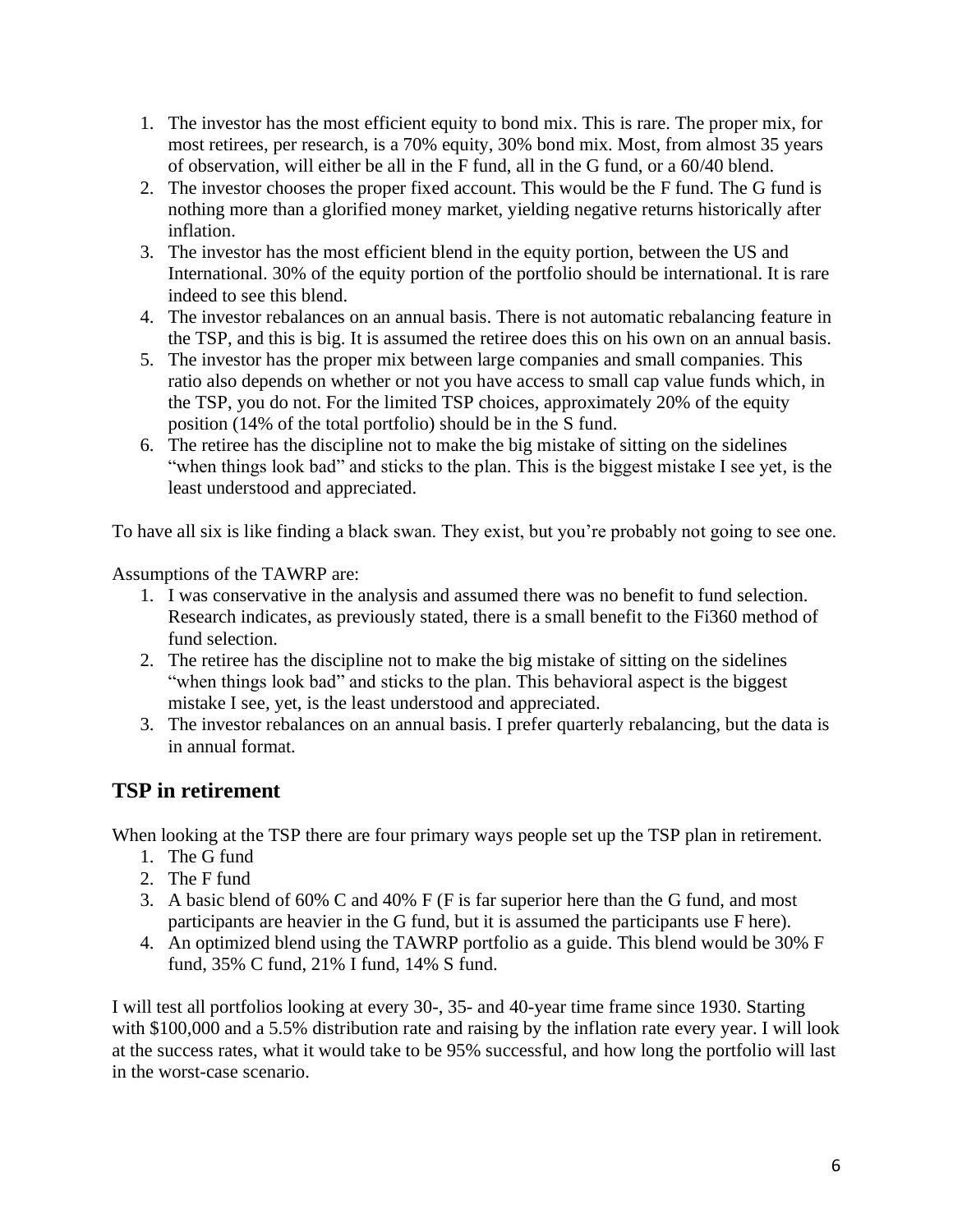1. The investor has the most efficient equity to bond mix. This is rare. The proper mix, for most retirees, per research, is a 70% equity, 30% bond mix. Most, from almost 35 years of observation, will either be all in the F fund, all in the G fund, or a 60/40 blend.
2. The investor chooses the proper fixed account. This would be the F fund. The G fund is nothing more than a glorified money market, yielding negative returns historically after inflation.
3. The investor has the most efficient blend in the equity portion, between the US and International. 30% of the equity portion of the portfolio should be international. It is rare indeed to see this blend.
4. The investor rebalances on an annual basis. There is not automatic rebalancing feature in the TSP, and this is big. It is assumed the retiree does this on his own on an annual basis.
5. The investor has the proper mix between large companies and small companies. This ratio also depends on whether or not you have access to small cap value funds which, in the TSP, you do not. For the limited TSP choices, approximately 20% of the equity position (14% of the total portfolio) should be in the S fund.
6. The retiree has the discipline not to make the big mistake of sitting on the sidelines "when things look bad" and sticks to the plan. This is the biggest mistake I see yet, is the least understood and appreciated.

To have all six is like finding a black swan. They exist, but you're probably not going to see one.

Assumptions of the TAWRP are:

1. I was conservative in the analysis and assumed there was no benefit to fund selection. Research indicates, as previously stated, there is a small benefit to the Fi360 method of fund selection.
2. The retiree has the discipline not to make the big mistake of sitting on the sidelines "when things look bad" and sticks to the plan. This behavioral aspect is the biggest mistake I see, yet, is the least understood and appreciated.
3. The investor rebalances on an annual basis. I prefer quarterly rebalancing, but the data is in annual format.

## TSP in retirement

When looking at the TSP there are four primary ways people set up the TSP plan in retirement.

1. The G fund
2. The F fund
3. A basic blend of 60% C and 40% F (F is far superior here than the G fund, and most participants are heavier in the G fund, but it is assumed the participants use F here).
4. An optimized blend using the TAWRP portfolio as a guide. This blend would be 30% F fund, 35% C fund, 21% I fund, 14% S fund.

I will test all portfolios looking at every 30-, 35- and 40-year time frame since 1930. Starting with $100,000 and a 5.5% distribution rate and raising by the inflation rate every year. I will look at the success rates, what it would take to be 95% successful, and how long the portfolio will last in the worst-case scenario.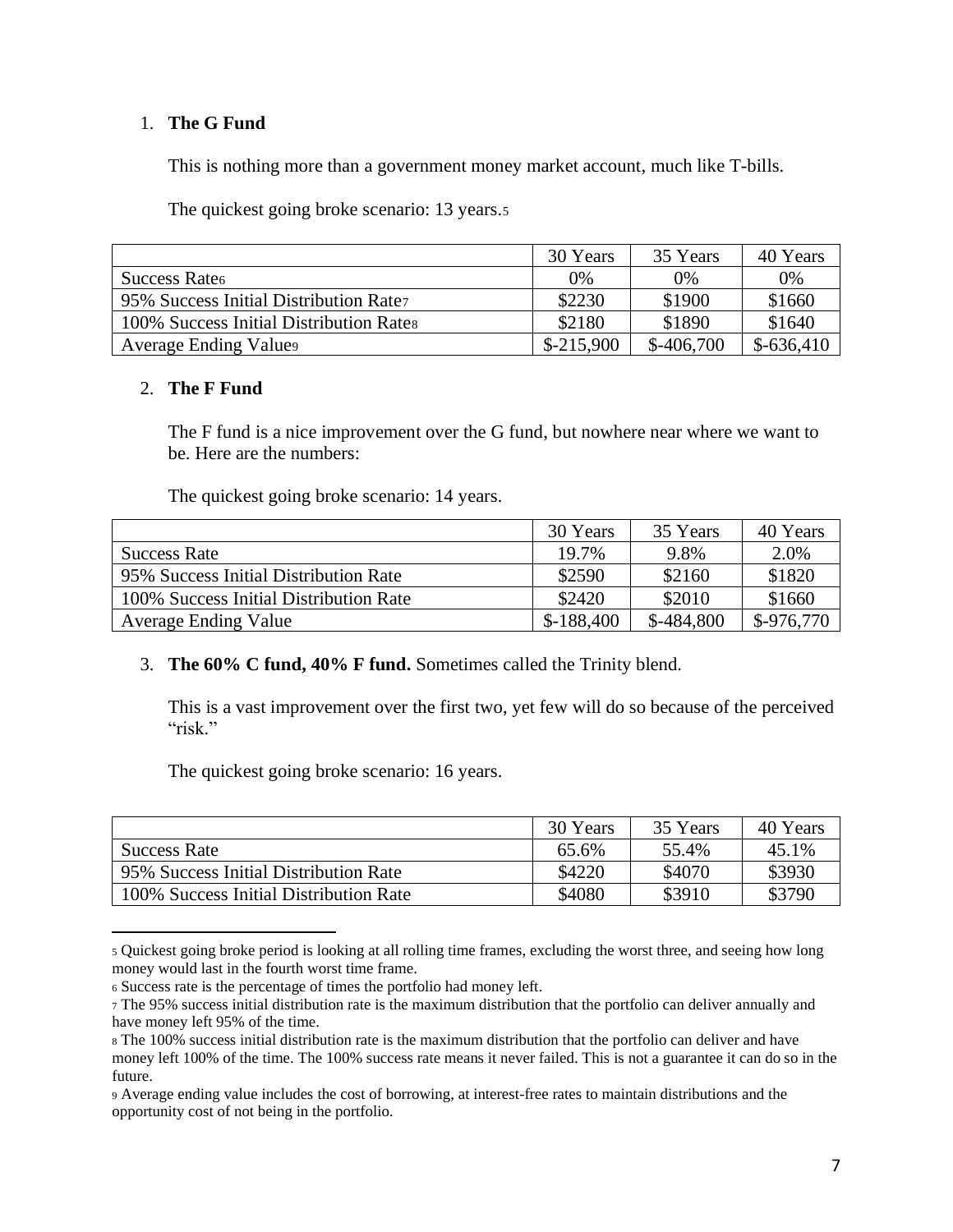1. **The G Fund**

   This is nothing more than a government money market account, much like T-bills.

   The quickest going broke scenario: 13 years.[5]

|  | 30 Years | 35 Years | 40 Years |
|---|---|---|---|
| Success Rate[6] | 0% | 0% | 0% |
| 95% Success Initial Distribution Rate[7] | $2230 | $1900 | $1660 |
| 100% Success Initial Distribution Rate[8] | $2180 | $1890 | $1640 |
| Average Ending Value[9] | $-215,900 | $-406,700 | $-636,410 |

2. **The F Fund**

   The F fund is a nice improvement over the G fund, but nowhere near where we want to be. Here are the numbers:

   The quickest going broke scenario: 14 years.

|  | 30 Years | 35 Years | 40 Years |
|---|---|---|---|
| Success Rate | 19.7% | 9.8% | 2.0% |
| 95% Success Initial Distribution Rate | $2590 | $2160 | $1820 |
| 100% Success Initial Distribution Rate | $2420 | $2010 | $1660 |
| Average Ending Value | $-188,400 | $-484,800 | $-976,770 |

3. **The 60% C fund, 40% F fund.** Sometimes called the Trinity blend.

   This is a vast improvement over the first two, yet few will do so because of the perceived "risk."

   The quickest going broke scenario: 16 years.

|  | 30 Years | 35 Years | 40 Years |
|---|---|---|---|
| Success Rate | 65.6% | 55.4% | 45.1% |
| 95% Success Initial Distribution Rate | $4220 | $4070 | $3930 |
| 100% Success Initial Distribution Rate | $4080 | $3910 | $3790 |

---

[5] Quickest going broke period is looking at all rolling time frames, excluding the worst three, and seeing how long money would last in the fourth worst time frame.

[6] Success rate is the percentage of times the portfolio had money left.

[7] The 95% success initial distribution rate is the maximum distribution that the portfolio can deliver annually and have money left 95% of the time.

[8] The 100% success initial distribution rate is the maximum distribution that the portfolio can deliver and have money left 100% of the time. The 100% success rate means it never failed. This is not a guarantee it can do so in the future.

[9] Average ending value includes the cost of borrowing, at interest-free rates to maintain distributions and the opportunity cost of not being in the portfolio.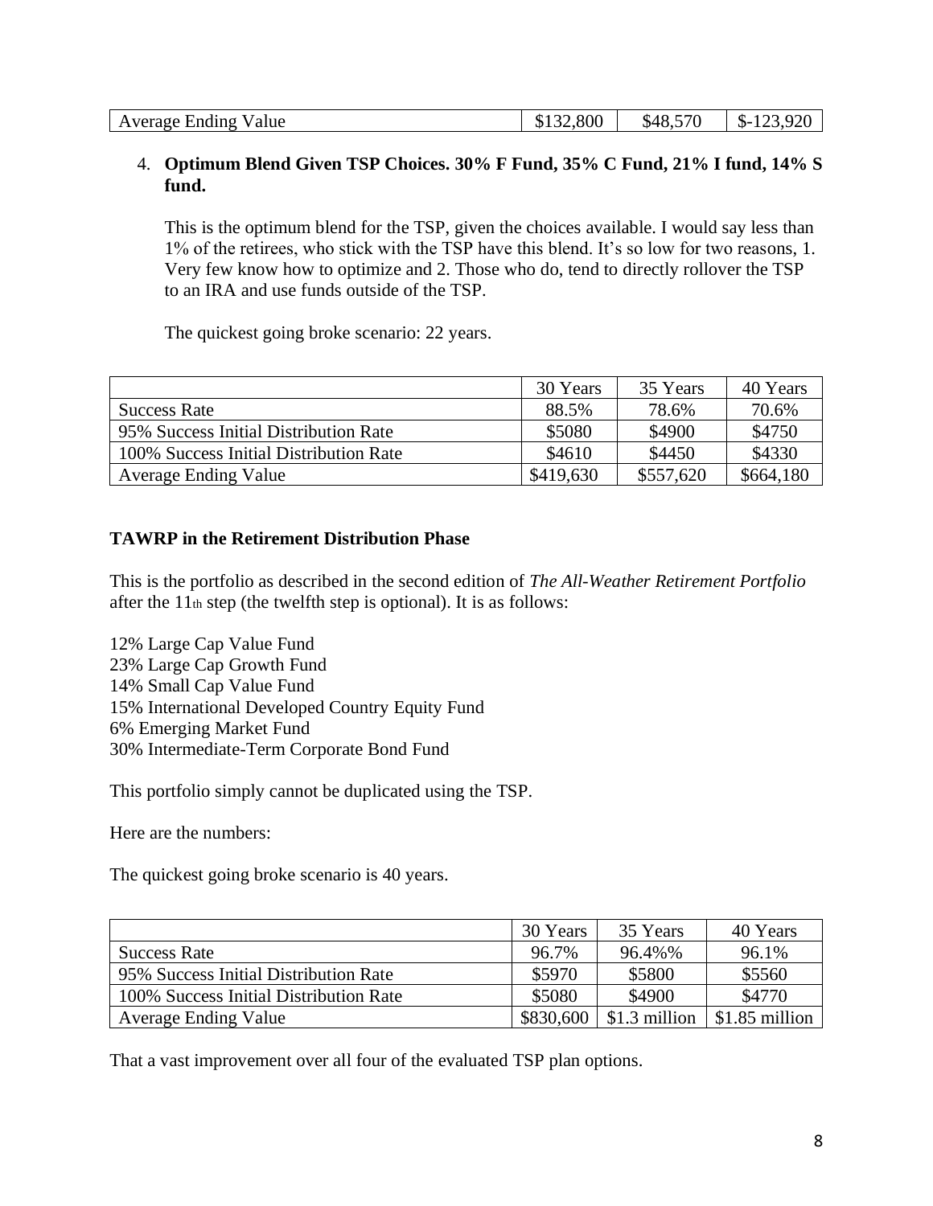| Average Ending Value | $132,800 | $48,570 | $-123,920 |
|---|---|---|---|

4. **Optimum Blend Given TSP Choices. 30% F Fund, 35% C Fund, 21% I fund, 14% S fund.**

   This is the optimum blend for the TSP, given the choices available. I would say less than 1% of the retirees, who stick with the TSP have this blend. It's so low for two reasons, 1. Very few know how to optimize and 2. Those who do, tend to directly rollover the TSP to an IRA and use funds outside of the TSP.

   The quickest going broke scenario: 22 years.

| | 30 Years | 35 Years | 40 Years |
|---|---|---|---|
| Success Rate | 88.5% | 78.6% | 70.6% |
| 95% Success Initial Distribution Rate | $5080 | $4900 | $4750 |
| 100% Success Initial Distribution Rate | $4610 | $4450 | $4330 |
| Average Ending Value | $419,630 | $557,620 | $664,180 |

**TAWRP in the Retirement Distribution Phase**

This is the portfolio as described in the second edition of *The All-Weather Retirement Portfolio* after the 11th step (the twelfth step is optional). It is as follows:

12% Large Cap Value Fund
23% Large Cap Growth Fund
14% Small Cap Value Fund
15% International Developed Country Equity Fund
6% Emerging Market Fund
30% Intermediate-Term Corporate Bond Fund

This portfolio simply cannot be duplicated using the TSP.

Here are the numbers:

The quickest going broke scenario is 40 years.

| | 30 Years | 35 Years | 40 Years |
|---|---|---|---|
| Success Rate | 96.7% | 96.4%% | 96.1% |
| 95% Success Initial Distribution Rate | $5970 | $5800 | $5560 |
| 100% Success Initial Distribution Rate | $5080 | $4900 | $4770 |
| Average Ending Value | $830,600 | $1.3 million | $1.85 million |

That a vast improvement over all four of the evaluated TSP plan options.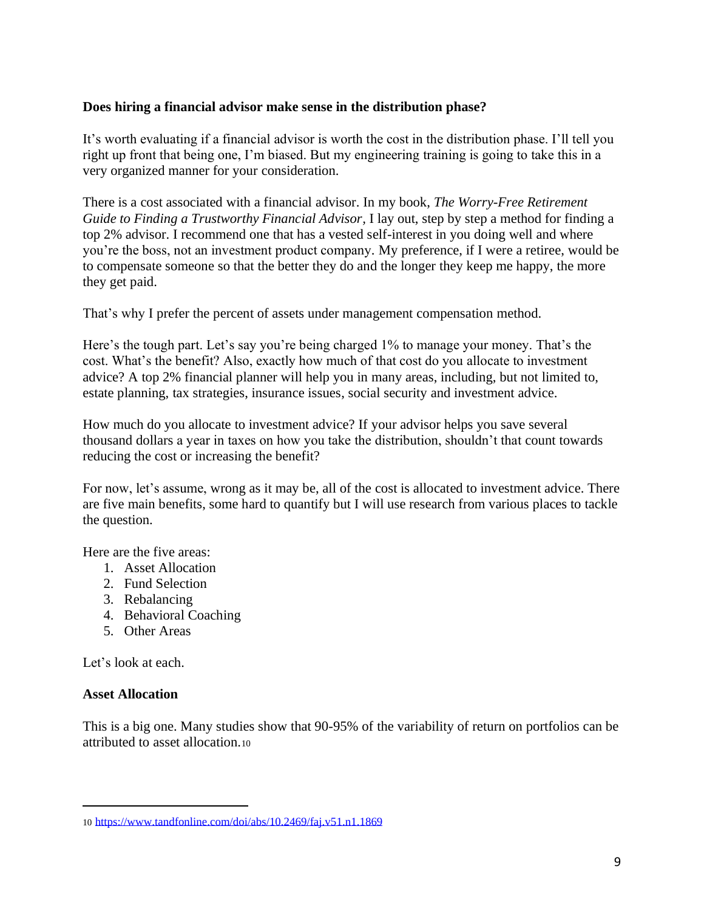**Does hiring a financial advisor make sense in the distribution phase?**

It's worth evaluating if a financial advisor is worth the cost in the distribution phase. I'll tell you right up front that being one, I'm biased. But my engineering training is going to take this in a very organized manner for your consideration.

There is a cost associated with a financial advisor. In my book, *The Worry-Free Retirement Guide to Finding a Trustworthy Financial Advisor,* I lay out, step by step a method for finding a top 2% advisor. I recommend one that has a vested self-interest in you doing well and where you're the boss, not an investment product company. My preference, if I were a retiree, would be to compensate someone so that the better they do and the longer they keep me happy, the more they get paid.

That's why I prefer the percent of assets under management compensation method.

Here's the tough part. Let's say you're being charged 1% to manage your money. That's the cost. What's the benefit? Also, exactly how much of that cost do you allocate to investment advice? A top 2% financial planner will help you in many areas, including, but not limited to, estate planning, tax strategies, insurance issues, social security and investment advice.

How much do you allocate to investment advice? If your advisor helps you save several thousand dollars a year in taxes on how you take the distribution, shouldn't that count towards reducing the cost or increasing the benefit?

For now, let's assume, wrong as it may be, all of the cost is allocated to investment advice. There are five main benefits, some hard to quantify but I will use research from various places to tackle the question.

Here are the five areas:

1. Asset Allocation
2. Fund Selection
3. Rebalancing
4. Behavioral Coaching
5. Other Areas

Let's look at each.

**Asset Allocation**

This is a big one. Many studies show that 90-95% of the variability of return on portfolios can be attributed to asset allocation.[10]

---

[10] https://www.tandfonline.com/doi/abs/10.2469/faj.v51.n1.1869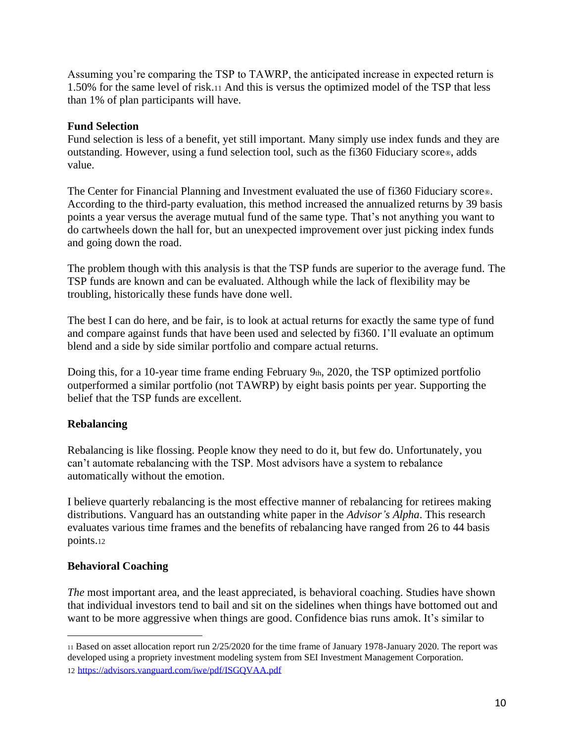Assuming you're comparing the TSP to TAWRP, the anticipated increase in expected return is 1.50% for the same level of risk.[11] And this is versus the optimized model of the TSP that less than 1% of plan participants will have.

**Fund Selection**

Fund selection is less of a benefit, yet still important. Many simply use index funds and they are outstanding. However, using a fund selection tool, such as the fi360 Fiduciary score®, adds value.

The Center for Financial Planning and Investment evaluated the use of fi360 Fiduciary score®. According to the third-party evaluation, this method increased the annualized returns by 39 basis points a year versus the average mutual fund of the same type. That's not anything you want to do cartwheels down the hall for, but an unexpected improvement over just picking index funds and going down the road.

The problem though with this analysis is that the TSP funds are superior to the average fund. The TSP funds are known and can be evaluated. Although while the lack of flexibility may be troubling, historically these funds have done well.

The best I can do here, and be fair, is to look at actual returns for exactly the same type of fund and compare against funds that have been used and selected by fi360. I'll evaluate an optimum blend and a side by side similar portfolio and compare actual returns.

Doing this, for a 10-year time frame ending February 9th, 2020, the TSP optimized portfolio outperformed a similar portfolio (not TAWRP) by eight basis points per year. Supporting the belief that the TSP funds are excellent.

**Rebalancing**

Rebalancing is like flossing. People know they need to do it, but few do. Unfortunately, you can't automate rebalancing with the TSP. Most advisors have a system to rebalance automatically without the emotion.

I believe quarterly rebalancing is the most effective manner of rebalancing for retirees making distributions. Vanguard has an outstanding white paper in the *Advisor's Alpha*. This research evaluates various time frames and the benefits of rebalancing have ranged from 26 to 44 basis points.[12]

**Behavioral Coaching**

*The* most important area, and the least appreciated, is behavioral coaching. Studies have shown that individual investors tend to bail and sit on the sidelines when things have bottomed out and want to be more aggressive when things are good. Confidence bias runs amok. It's similar to

---

[11] Based on asset allocation report run 2/25/2020 for the time frame of January 1978-January 2020. The report was developed using a propriety investment modeling system from SEI Investment Management Corporation.

[12] https://advisors.vanguard.com/iwe/pdf/ISGQVAA.pdf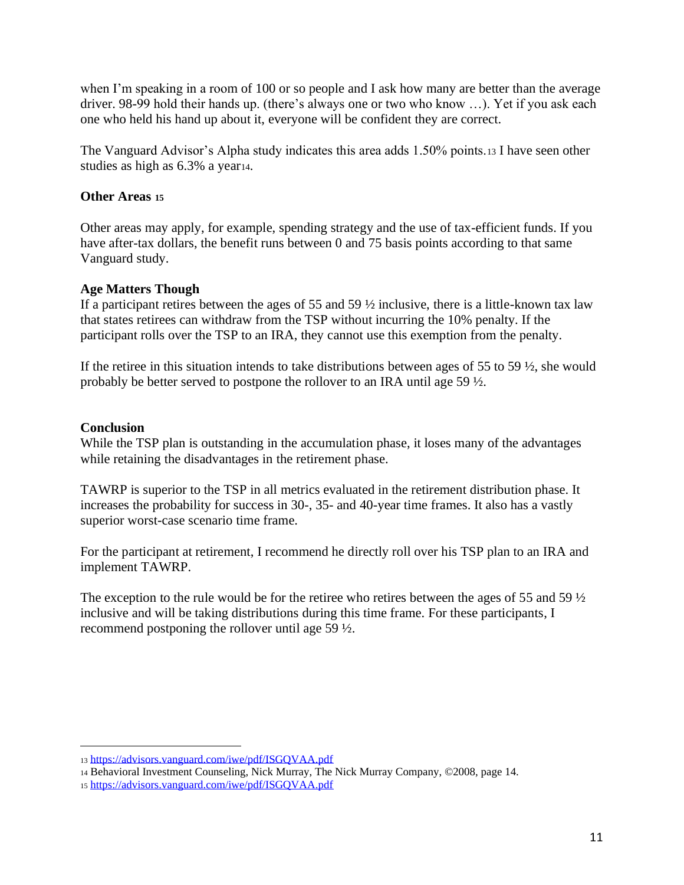when I'm speaking in a room of 100 or so people and I ask how many are better than the average driver. 98-99 hold their hands up. (there's always one or two who know …). Yet if you ask each one who held his hand up about it, everyone will be confident they are correct.

The Vanguard Advisor's Alpha study indicates this area adds 1.50% points.[13] I have seen other studies as high as 6.3% a year[14].

**Other Areas [15]**

Other areas may apply, for example, spending strategy and the use of tax-efficient funds. If you have after-tax dollars, the benefit runs between 0 and 75 basis points according to that same Vanguard study.

**Age Matters Though**

If a participant retires between the ages of 55 and 59 ½ inclusive, there is a little-known tax law that states retirees can withdraw from the TSP without incurring the 10% penalty. If the participant rolls over the TSP to an IRA, they cannot use this exemption from the penalty.

If the retiree in this situation intends to take distributions between ages of 55 to 59 ½, she would probably be better served to postpone the rollover to an IRA until age 59 ½.

**Conclusion**

While the TSP plan is outstanding in the accumulation phase, it loses many of the advantages while retaining the disadvantages in the retirement phase.

TAWRP is superior to the TSP in all metrics evaluated in the retirement distribution phase. It increases the probability for success in 30-, 35- and 40-year time frames. It also has a vastly superior worst-case scenario time frame.

For the participant at retirement, I recommend he directly roll over his TSP plan to an IRA and implement TAWRP.

The exception to the rule would be for the retiree who retires between the ages of 55 and 59 ½ inclusive and will be taking distributions during this time frame. For these participants, I recommend postponing the rollover until age 59 ½.

---

[13] https://advisors.vanguard.com/iwe/pdf/ISGQVAA.pdf

[14] Behavioral Investment Counseling, Nick Murray, The Nick Murray Company, ©2008, page 14.

[15] https://advisors.vanguard.com/iwe/pdf/ISGQVAA.pdf